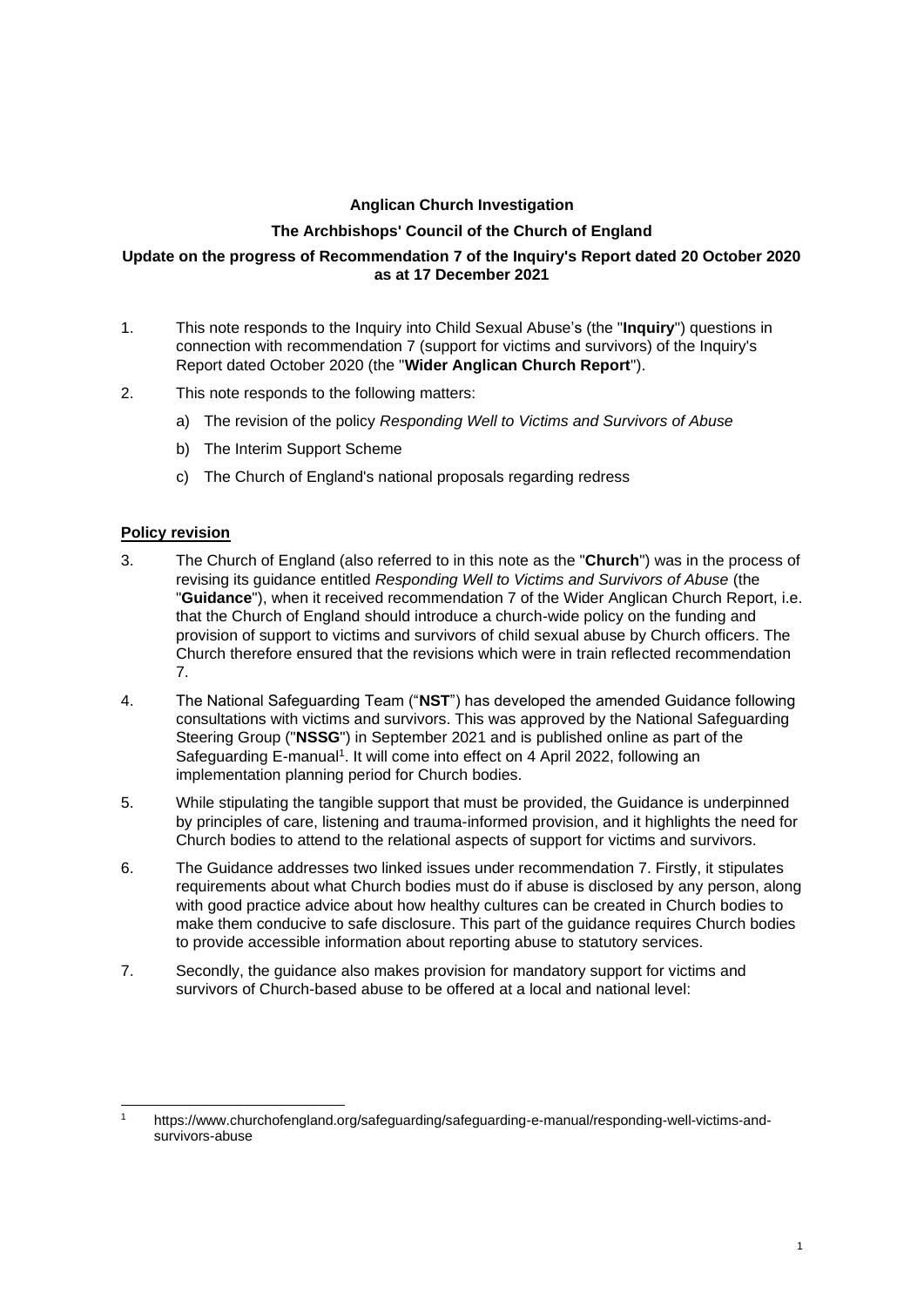**Anglican Church Investigation**

**The Archbishops' Council of the Church of England**

**Update on the progress of Recommendation 7 of the Inquiry's Report dated 20 October 2020 as at 17 December 2021**

1. This note responds to the Inquiry into Child Sexual Abuse's (the "**Inquiry**") questions in connection with recommendation 7 (support for victims and survivors) of the Inquiry's Report dated October 2020 (the "**Wider Anglican Church Report**").

2. This note responds to the following matters:

   a) The revision of the policy *Responding Well to Victims and Survivors of Abuse*

   b) The Interim Support Scheme

   c) The Church of England's national proposals regarding redress

**Policy revision**

3. The Church of England (also referred to in this note as the "**Church**") was in the process of revising its guidance entitled *Responding Well to Victims and Survivors of Abuse* (the "**Guidance**"), when it received recommendation 7 of the Wider Anglican Church Report, i.e. that the Church of England should introduce a church-wide policy on the funding and provision of support to victims and survivors of child sexual abuse by Church officers. The Church therefore ensured that the revisions which were in train reflected recommendation 7.

4. The National Safeguarding Team ("**NST**") has developed the amended Guidance following consultations with victims and survivors. This was approved by the National Safeguarding Steering Group ("**NSSG**") in September 2021 and is published online as part of the Safeguarding E-manual[1]. It will come into effect on 4 April 2022, following an implementation planning period for Church bodies.

5. While stipulating the tangible support that must be provided, the Guidance is underpinned by principles of care, listening and trauma-informed provision, and it highlights the need for Church bodies to attend to the relational aspects of support for victims and survivors.

6. The Guidance addresses two linked issues under recommendation 7. Firstly, it stipulates requirements about what Church bodies must do if abuse is disclosed by any person, along with good practice advice about how healthy cultures can be created in Church bodies to make them conducive to safe disclosure. This part of the guidance requires Church bodies to provide accessible information about reporting abuse to statutory services.

7. Secondly, the guidance also makes provision for mandatory support for victims and survivors of Church-based abuse to be offered at a local and national level:

---

[1] https://www.churchofengland.org/safeguarding/safeguarding-e-manual/responding-well-victims-and-survivors-abuse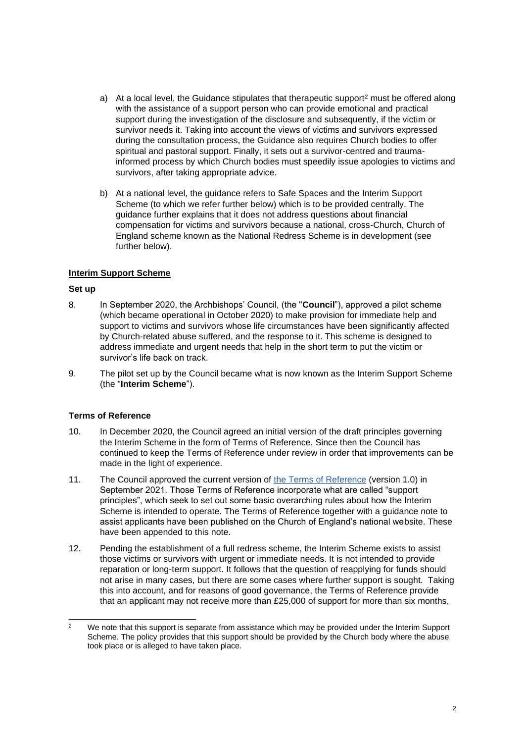a) At a local level, the Guidance stipulates that therapeutic support[2] must be offered along with the assistance of a support person who can provide emotional and practical support during the investigation of the disclosure and subsequently, if the victim or survivor needs it. Taking into account the views of victims and survivors expressed during the consultation process, the Guidance also requires Church bodies to offer spiritual and pastoral support. Finally, it sets out a survivor-centred and trauma-informed process by which Church bodies must speedily issue apologies to victims and survivors, after taking appropriate advice.

b) At a national level, the guidance refers to Safe Spaces and the Interim Support Scheme (to which we refer further below) which is to be provided centrally. The guidance further explains that it does not address questions about financial compensation for victims and survivors because a national, cross-Church, Church of England scheme known as the National Redress Scheme is in development (see further below).

## Interim Support Scheme

### Set up

8. In September 2020, the Archbishops' Council, (the "**Council**"), approved a pilot scheme (which became operational in October 2020) to make provision for immediate help and support to victims and survivors whose life circumstances have been significantly affected by Church-related abuse suffered, and the response to it. This scheme is designed to address immediate and urgent needs that help in the short term to put the victim or survivor's life back on track.

9. The pilot set up by the Council became what is now known as the Interim Support Scheme (the "**Interim Scheme**").

### Terms of Reference

10. In December 2020, the Council agreed an initial version of the draft principles governing the Interim Scheme in the form of Terms of Reference. Since then the Council has continued to keep the Terms of Reference under review in order that improvements can be made in the light of experience.

11. The Council approved the current version of the Terms of Reference (version 1.0) in September 2021. Those Terms of Reference incorporate what are called "support principles", which seek to set out some basic overarching rules about how the Interim Scheme is intended to operate. The Terms of Reference together with a guidance note to assist applicants have been published on the Church of England's national website. These have been appended to this note.

12. Pending the establishment of a full redress scheme, the Interim Scheme exists to assist those victims or survivors with urgent or immediate needs. It is not intended to provide reparation or long-term support. It follows that the question of reapplying for funds should not arise in many cases, but there are some cases where further support is sought. Taking this into account, and for reasons of good governance, the Terms of Reference provide that an applicant may not receive more than £25,000 of support for more than six months,

---

[2] We note that this support is separate from assistance which may be provided under the Interim Support Scheme. The policy provides that this support should be provided by the Church body where the abuse took place or is alleged to have taken place.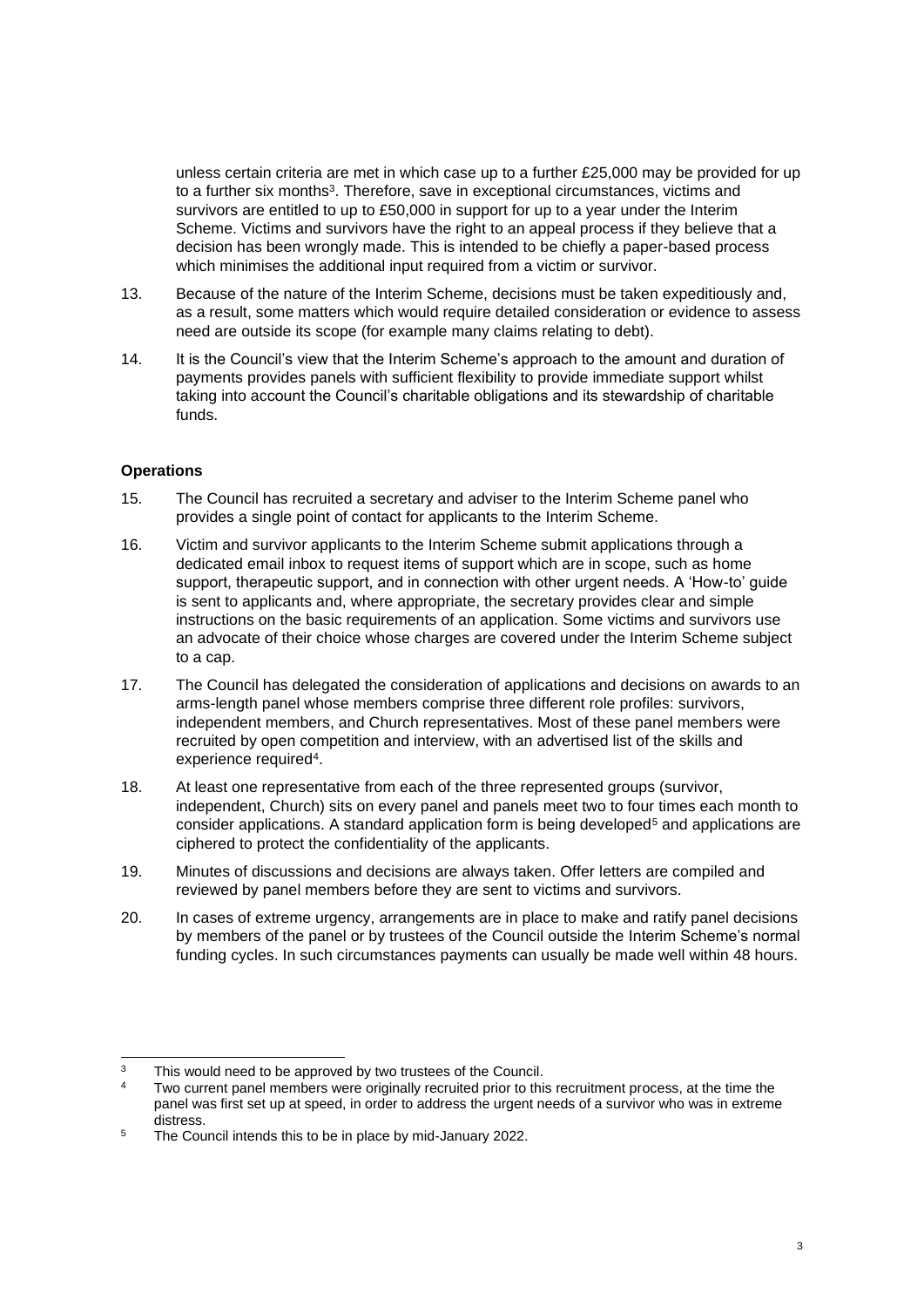unless certain criteria are met in which case up to a further £25,000 may be provided for up to a further six months[3]. Therefore, save in exceptional circumstances, victims and survivors are entitled to up to £50,000 in support for up to a year under the Interim Scheme. Victims and survivors have the right to an appeal process if they believe that a decision has been wrongly made. This is intended to be chiefly a paper-based process which minimises the additional input required from a victim or survivor.

13. Because of the nature of the Interim Scheme, decisions must be taken expeditiously and, as a result, some matters which would require detailed consideration or evidence to assess need are outside its scope (for example many claims relating to debt).

14. It is the Council's view that the Interim Scheme's approach to the amount and duration of payments provides panels with sufficient flexibility to provide immediate support whilst taking into account the Council's charitable obligations and its stewardship of charitable funds.

**Operations**

15. The Council has recruited a secretary and adviser to the Interim Scheme panel who provides a single point of contact for applicants to the Interim Scheme.

16. Victim and survivor applicants to the Interim Scheme submit applications through a dedicated email inbox to request items of support which are in scope, such as home support, therapeutic support, and in connection with other urgent needs. A 'How-to' guide is sent to applicants and, where appropriate, the secretary provides clear and simple instructions on the basic requirements of an application. Some victims and survivors use an advocate of their choice whose charges are covered under the Interim Scheme subject to a cap.

17. The Council has delegated the consideration of applications and decisions on awards to an arms-length panel whose members comprise three different role profiles: survivors, independent members, and Church representatives. Most of these panel members were recruited by open competition and interview, with an advertised list of the skills and experience required[4].

18. At least one representative from each of the three represented groups (survivor, independent, Church) sits on every panel and panels meet two to four times each month to consider applications. A standard application form is being developed[5] and applications are ciphered to protect the confidentiality of the applicants.

19. Minutes of discussions and decisions are always taken. Offer letters are compiled and reviewed by panel members before they are sent to victims and survivors.

20. In cases of extreme urgency, arrangements are in place to make and ratify panel decisions by members of the panel or by trustees of the Council outside the Interim Scheme's normal funding cycles. In such circumstances payments can usually be made well within 48 hours.

---

[3] This would need to be approved by two trustees of the Council.

[4] Two current panel members were originally recruited prior to this recruitment process, at the time the panel was first set up at speed, in order to address the urgent needs of a survivor who was in extreme distress.

[5] The Council intends this to be in place by mid-January 2022.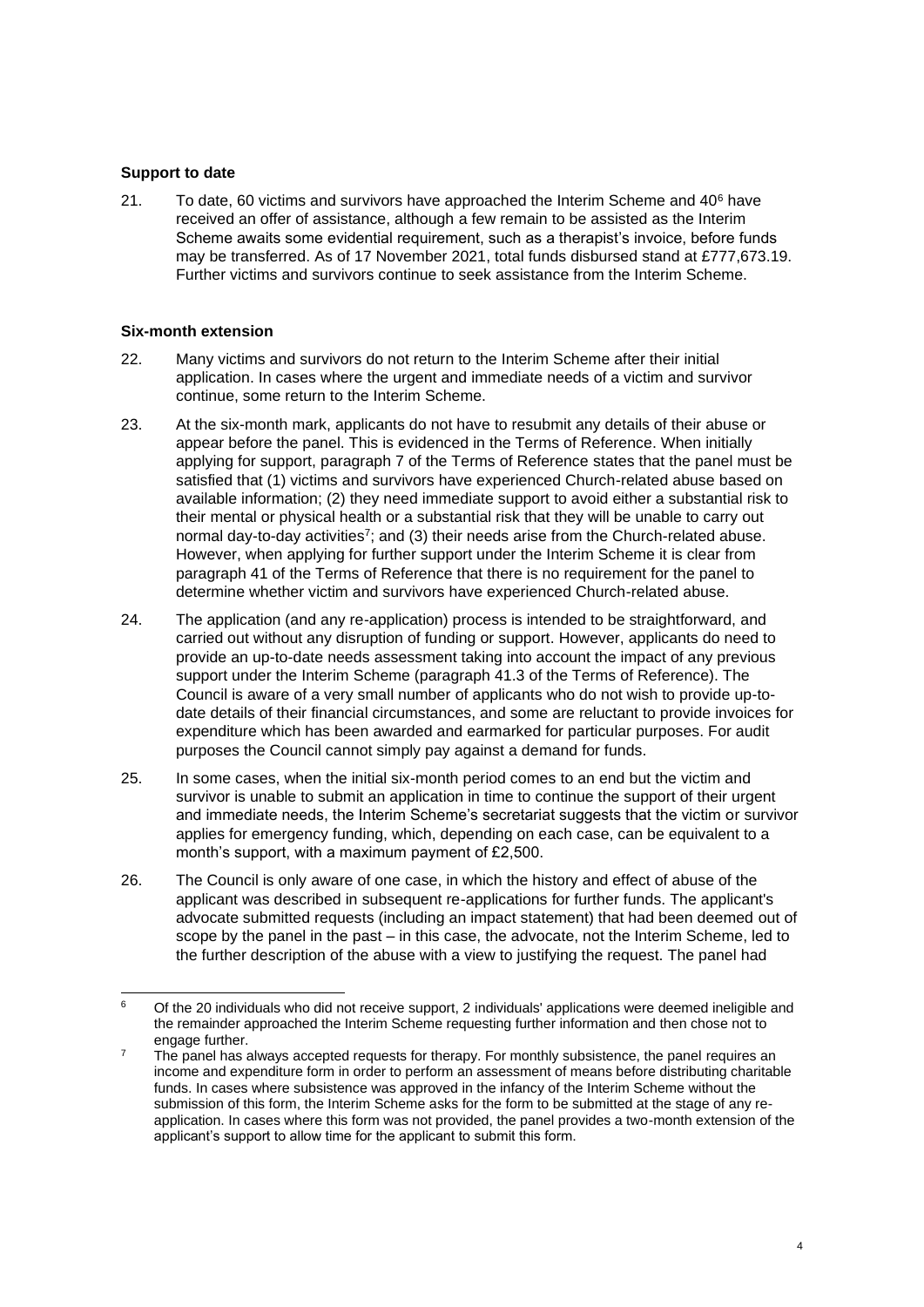**Support to date**

21. To date, 60 victims and survivors have approached the Interim Scheme and 40[6] have received an offer of assistance, although a few remain to be assisted as the Interim Scheme awaits some evidential requirement, such as a therapist's invoice, before funds may be transferred. As of 17 November 2021, total funds disbursed stand at £777,673.19. Further victims and survivors continue to seek assistance from the Interim Scheme.

**Six-month extension**

22. Many victims and survivors do not return to the Interim Scheme after their initial application. In cases where the urgent and immediate needs of a victim and survivor continue, some return to the Interim Scheme.

23. At the six-month mark, applicants do not have to resubmit any details of their abuse or appear before the panel. This is evidenced in the Terms of Reference. When initially applying for support, paragraph 7 of the Terms of Reference states that the panel must be satisfied that (1) victims and survivors have experienced Church-related abuse based on available information; (2) they need immediate support to avoid either a substantial risk to their mental or physical health or a substantial risk that they will be unable to carry out normal day-to-day activities[7]; and (3) their needs arise from the Church-related abuse. However, when applying for further support under the Interim Scheme it is clear from paragraph 41 of the Terms of Reference that there is no requirement for the panel to determine whether victim and survivors have experienced Church-related abuse.

24. The application (and any re-application) process is intended to be straightforward, and carried out without any disruption of funding or support. However, applicants do need to provide an up-to-date needs assessment taking into account the impact of any previous support under the Interim Scheme (paragraph 41.3 of the Terms of Reference). The Council is aware of a very small number of applicants who do not wish to provide up-to-date details of their financial circumstances, and some are reluctant to provide invoices for expenditure which has been awarded and earmarked for particular purposes. For audit purposes the Council cannot simply pay against a demand for funds.

25. In some cases, when the initial six-month period comes to an end but the victim and survivor is unable to submit an application in time to continue the support of their urgent and immediate needs, the Interim Scheme's secretariat suggests that the victim or survivor applies for emergency funding, which, depending on each case, can be equivalent to a month's support, with a maximum payment of £2,500.

26. The Council is only aware of one case, in which the history and effect of abuse of the applicant was described in subsequent re-applications for further funds. The applicant's advocate submitted requests (including an impact statement) that had been deemed out of scope by the panel in the past – in this case, the advocate, not the Interim Scheme, led to the further description of the abuse with a view to justifying the request. The panel had

---

[6] Of the 20 individuals who did not receive support, 2 individuals' applications were deemed ineligible and the remainder approached the Interim Scheme requesting further information and then chose not to engage further.

[7] The panel has always accepted requests for therapy. For monthly subsistence, the panel requires an income and expenditure form in order to perform an assessment of means before distributing charitable funds. In cases where subsistence was approved in the infancy of the Interim Scheme without the submission of this form, the Interim Scheme asks for the form to be submitted at the stage of any re-application. In cases where this form was not provided, the panel provides a two-month extension of the applicant's support to allow time for the applicant to submit this form.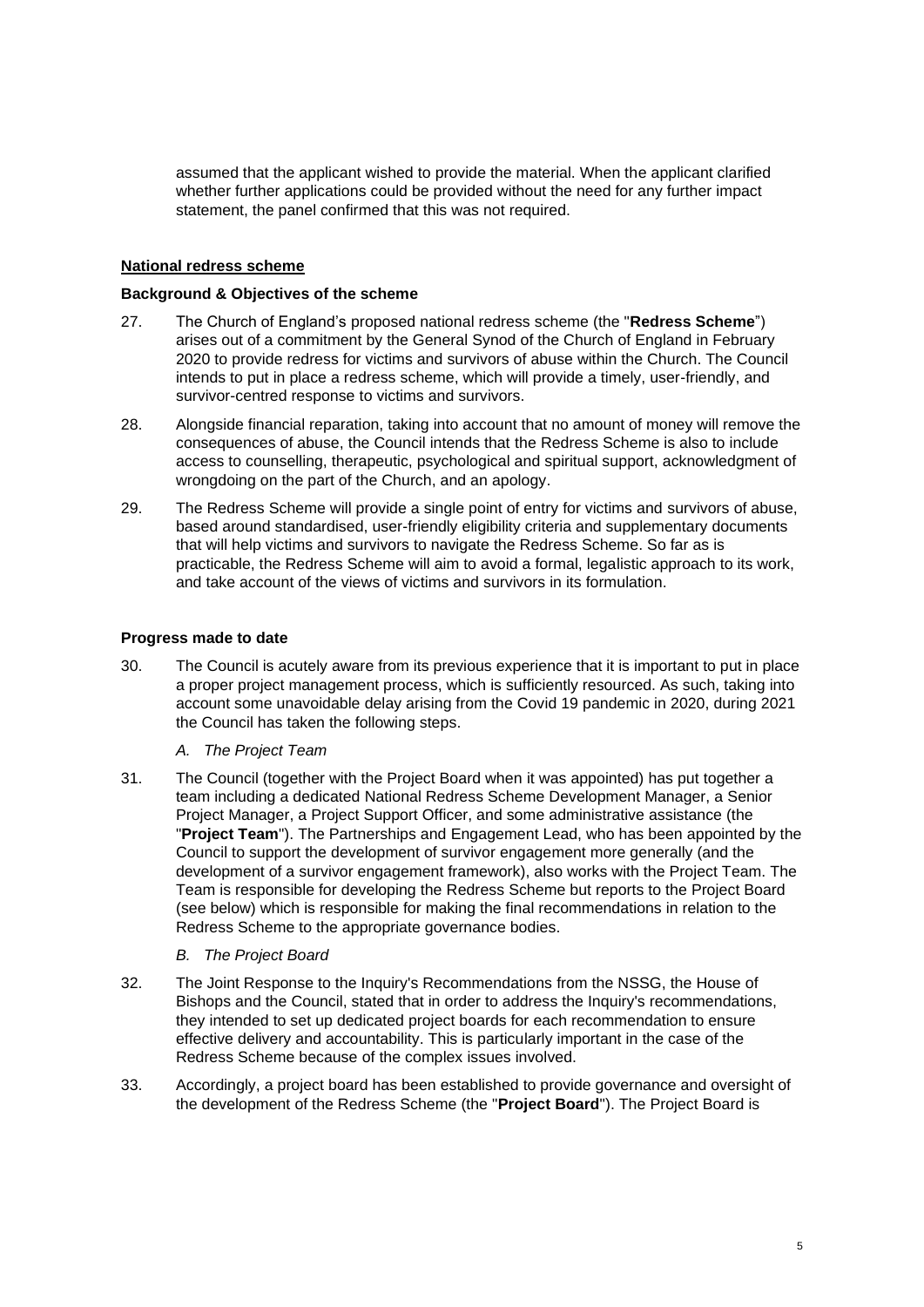assumed that the applicant wished to provide the material. When the applicant clarified whether further applications could be provided without the need for any further impact statement, the panel confirmed that this was not required.

## National redress scheme

### Background & Objectives of the scheme

27. The Church of England's proposed national redress scheme (the "**Redress Scheme**") arises out of a commitment by the General Synod of the Church of England in February 2020 to provide redress for victims and survivors of abuse within the Church. The Council intends to put in place a redress scheme, which will provide a timely, user-friendly, and survivor-centred response to victims and survivors.

28. Alongside financial reparation, taking into account that no amount of money will remove the consequences of abuse, the Council intends that the Redress Scheme is also to include access to counselling, therapeutic, psychological and spiritual support, acknowledgment of wrongdoing on the part of the Church, and an apology.

29. The Redress Scheme will provide a single point of entry for victims and survivors of abuse, based around standardised, user-friendly eligibility criteria and supplementary documents that will help victims and survivors to navigate the Redress Scheme. So far as is practicable, the Redress Scheme will aim to avoid a formal, legalistic approach to its work, and take account of the views of victims and survivors in its formulation.

### Progress made to date

30. The Council is acutely aware from its previous experience that it is important to put in place a proper project management process, which is sufficiently resourced. As such, taking into account some unavoidable delay arising from the Covid 19 pandemic in 2020, during 2021 the Council has taken the following steps.

    *A. The Project Team*

31. The Council (together with the Project Board when it was appointed) has put together a team including a dedicated National Redress Scheme Development Manager, a Senior Project Manager, a Project Support Officer, and some administrative assistance (the "**Project Team**"). The Partnerships and Engagement Lead, who has been appointed by the Council to support the development of survivor engagement more generally (and the development of a survivor engagement framework), also works with the Project Team. The Team is responsible for developing the Redress Scheme but reports to the Project Board (see below) which is responsible for making the final recommendations in relation to the Redress Scheme to the appropriate governance bodies.

    *B. The Project Board*

32. The Joint Response to the Inquiry's Recommendations from the NSSG, the House of Bishops and the Council, stated that in order to address the Inquiry's recommendations, they intended to set up dedicated project boards for each recommendation to ensure effective delivery and accountability. This is particularly important in the case of the Redress Scheme because of the complex issues involved.

33. Accordingly, a project board has been established to provide governance and oversight of the development of the Redress Scheme (the "**Project Board**"). The Project Board is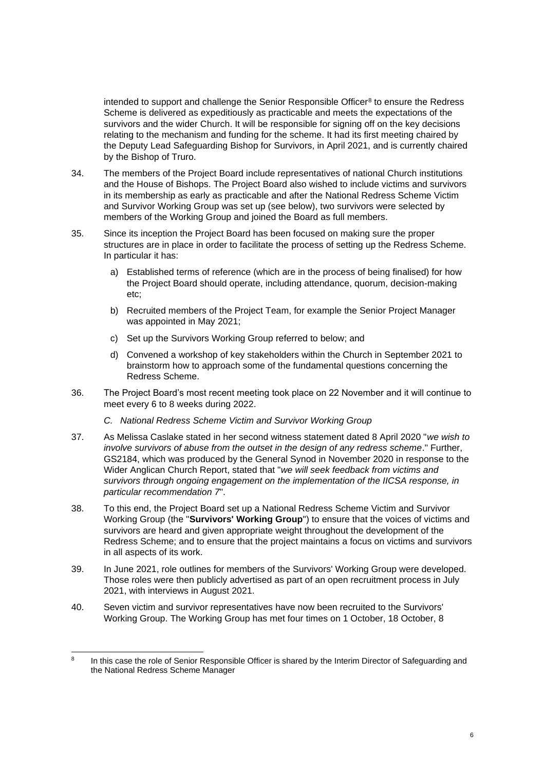intended to support and challenge the Senior Responsible Officer[8] to ensure the Redress Scheme is delivered as expeditiously as practicable and meets the expectations of the survivors and the wider Church. It will be responsible for signing off on the key decisions relating to the mechanism and funding for the scheme. It had its first meeting chaired by the Deputy Lead Safeguarding Bishop for Survivors, in April 2021, and is currently chaired by the Bishop of Truro.

34. The members of the Project Board include representatives of national Church institutions and the House of Bishops. The Project Board also wished to include victims and survivors in its membership as early as practicable and after the National Redress Scheme Victim and Survivor Working Group was set up (see below), two survivors were selected by members of the Working Group and joined the Board as full members.

35. Since its inception the Project Board has been focused on making sure the proper structures are in place in order to facilitate the process of setting up the Redress Scheme. In particular it has:

    a) Established terms of reference (which are in the process of being finalised) for how the Project Board should operate, including attendance, quorum, decision-making etc;

    b) Recruited members of the Project Team, for example the Senior Project Manager was appointed in May 2021;

    c) Set up the Survivors Working Group referred to below; and

    d) Convened a workshop of key stakeholders within the Church in September 2021 to brainstorm how to approach some of the fundamental questions concerning the Redress Scheme.

36. The Project Board's most recent meeting took place on 22 November and it will continue to meet every 6 to 8 weeks during 2022.

*C. National Redress Scheme Victim and Survivor Working Group*

37. As Melissa Caslake stated in her second witness statement dated 8 April 2020 "*we wish to involve survivors of abuse from the outset in the design of any redress scheme*." Further, GS2184, which was produced by the General Synod in November 2020 in response to the Wider Anglican Church Report, stated that "*we will seek feedback from victims and survivors through ongoing engagement on the implementation of the IICSA response, in particular recommendation 7*".

38. To this end, the Project Board set up a National Redress Scheme Victim and Survivor Working Group (the "**Survivors' Working Group**") to ensure that the voices of victims and survivors are heard and given appropriate weight throughout the development of the Redress Scheme; and to ensure that the project maintains a focus on victims and survivors in all aspects of its work.

39. In June 2021, role outlines for members of the Survivors' Working Group were developed. Those roles were then publicly advertised as part of an open recruitment process in July 2021, with interviews in August 2021.

40. Seven victim and survivor representatives have now been recruited to the Survivors' Working Group. The Working Group has met four times on 1 October, 18 October, 8

[8] In this case the role of Senior Responsible Officer is shared by the Interim Director of Safeguarding and the National Redress Scheme Manager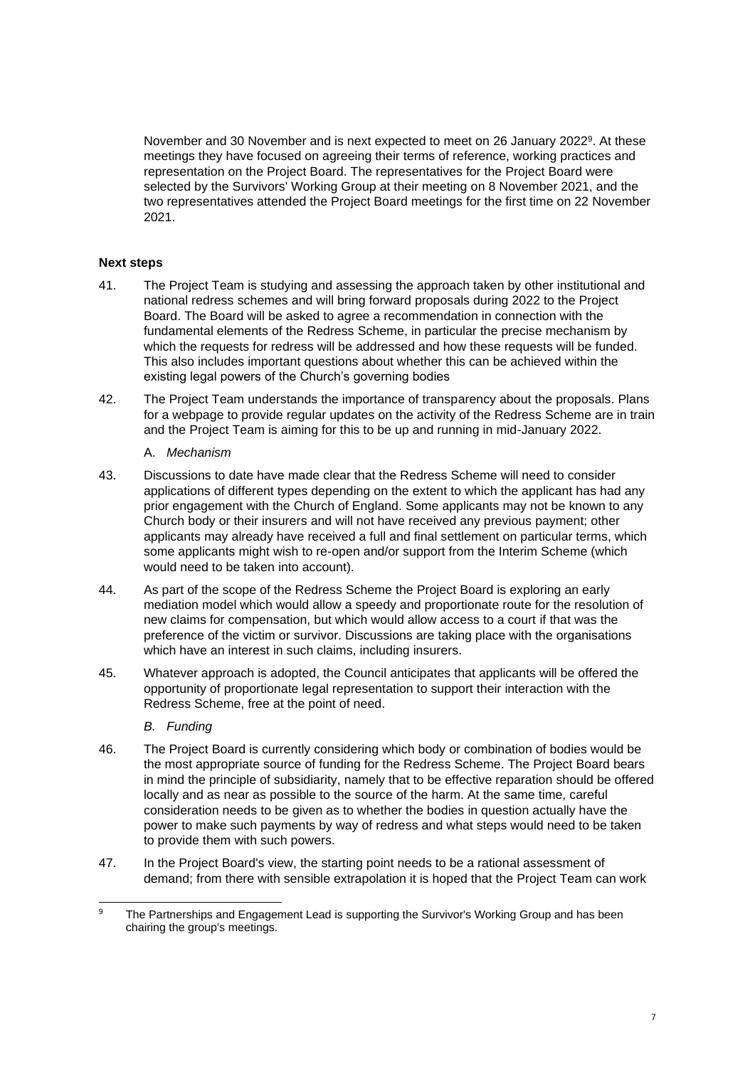November and 30 November and is next expected to meet on 26 January 2022[9]. At these meetings they have focused on agreeing their terms of reference, working practices and representation on the Project Board. The representatives for the Project Board were selected by the Survivors' Working Group at their meeting on 8 November 2021, and the two representatives attended the Project Board meetings for the first time on 22 November 2021.

**Next steps**

41. The Project Team is studying and assessing the approach taken by other institutional and national redress schemes and will bring forward proposals during 2022 to the Project Board. The Board will be asked to agree a recommendation in connection with the fundamental elements of the Redress Scheme, in particular the precise mechanism by which the requests for redress will be addressed and how these requests will be funded. This also includes important questions about whether this can be achieved within the existing legal powers of the Church's governing bodies

42. The Project Team understands the importance of transparency about the proposals. Plans for a webpage to provide regular updates on the activity of the Redress Scheme are in train and the Project Team is aiming for this to be up and running in mid-January 2022.

A. *Mechanism*

43. Discussions to date have made clear that the Redress Scheme will need to consider applications of different types depending on the extent to which the applicant has had any prior engagement with the Church of England. Some applicants may not be known to any Church body or their insurers and will not have received any previous payment; other applicants may already have received a full and final settlement on particular terms, which some applicants might wish to re-open and/or support from the Interim Scheme (which would need to be taken into account).

44. As part of the scope of the Redress Scheme the Project Board is exploring an early mediation model which would allow a speedy and proportionate route for the resolution of new claims for compensation, but which would allow access to a court if that was the preference of the victim or survivor. Discussions are taking place with the organisations which have an interest in such claims, including insurers.

45. Whatever approach is adopted, the Council anticipates that applicants will be offered the opportunity of proportionate legal representation to support their interaction with the Redress Scheme, free at the point of need.

*B. Funding*

46. The Project Board is currently considering which body or combination of bodies would be the most appropriate source of funding for the Redress Scheme. The Project Board bears in mind the principle of subsidiarity, namely that to be effective reparation should be offered locally and as near as possible to the source of the harm. At the same time, careful consideration needs to be given as to whether the bodies in question actually have the power to make such payments by way of redress and what steps would need to be taken to provide them with such powers.

47. In the Project Board's view, the starting point needs to be a rational assessment of demand; from there with sensible extrapolation it is hoped that the Project Team can work

[9] The Partnerships and Engagement Lead is supporting the Survivor's Working Group and has been chairing the group's meetings.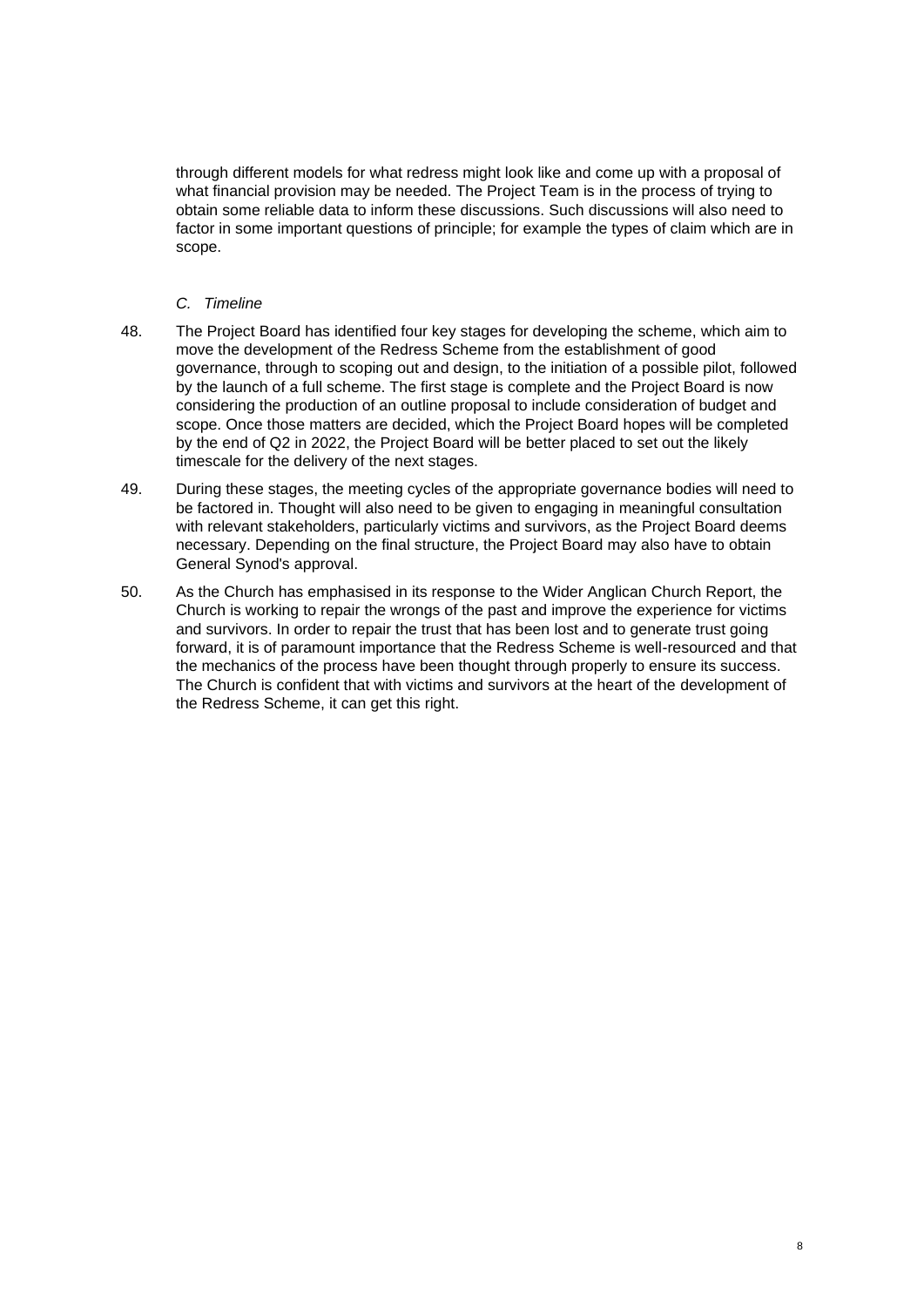through different models for what redress might look like and come up with a proposal of what financial provision may be needed. The Project Team is in the process of trying to obtain some reliable data to inform these discussions. Such discussions will also need to factor in some important questions of principle; for example the types of claim which are in scope.

*C. Timeline*

48. The Project Board has identified four key stages for developing the scheme, which aim to move the development of the Redress Scheme from the establishment of good governance, through to scoping out and design, to the initiation of a possible pilot, followed by the launch of a full scheme. The first stage is complete and the Project Board is now considering the production of an outline proposal to include consideration of budget and scope. Once those matters are decided, which the Project Board hopes will be completed by the end of Q2 in 2022, the Project Board will be better placed to set out the likely timescale for the delivery of the next stages.

49. During these stages, the meeting cycles of the appropriate governance bodies will need to be factored in. Thought will also need to be given to engaging in meaningful consultation with relevant stakeholders, particularly victims and survivors, as the Project Board deems necessary. Depending on the final structure, the Project Board may also have to obtain General Synod's approval.

50. As the Church has emphasised in its response to the Wider Anglican Church Report, the Church is working to repair the wrongs of the past and improve the experience for victims and survivors. In order to repair the trust that has been lost and to generate trust going forward, it is of paramount importance that the Redress Scheme is well-resourced and that the mechanics of the process have been thought through properly to ensure its success. The Church is confident that with victims and survivors at the heart of the development of the Redress Scheme, it can get this right.